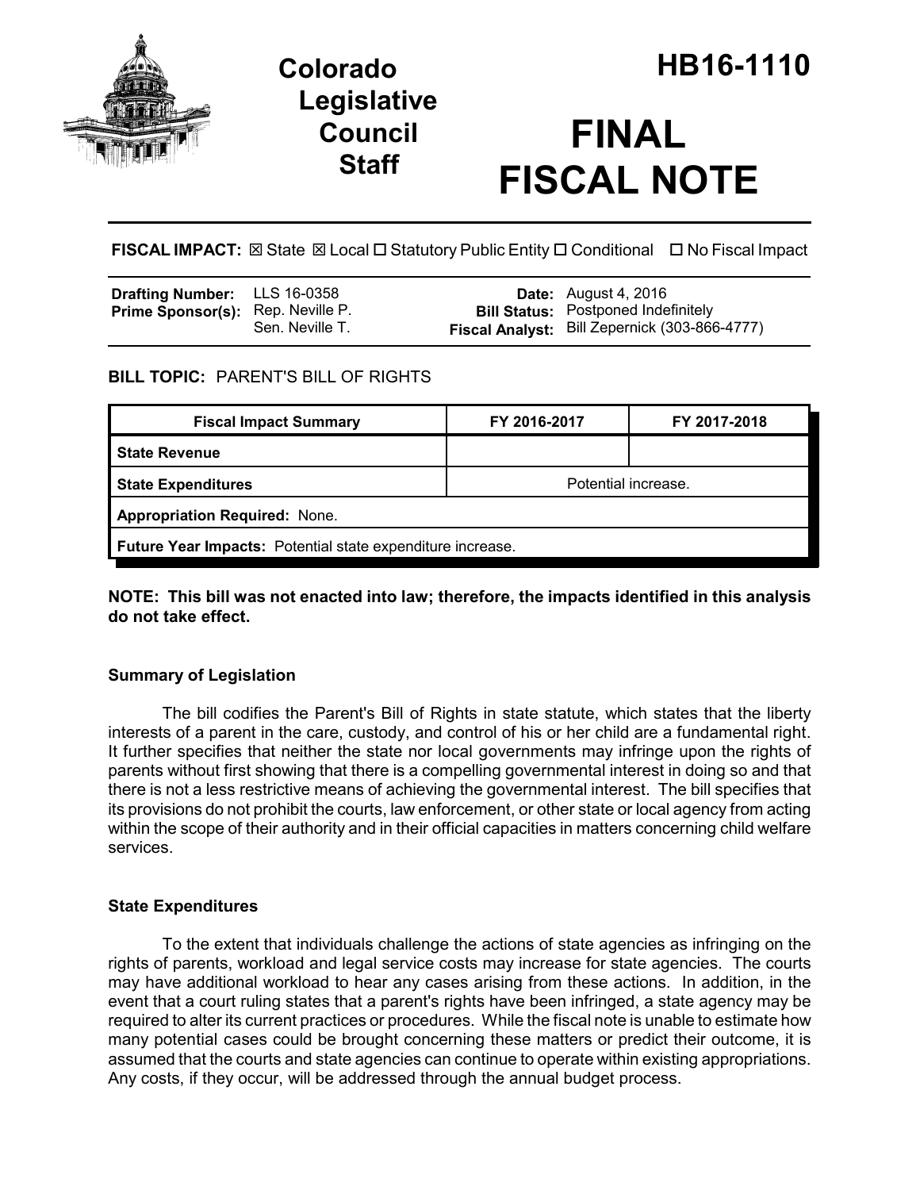# Colorado Legislative Council Staff

# HB16-1110

# FINAL FISCAL NOTE

**FISCAL IMPACT:** ☒ State ☒ Local ☐ Statutory Public Entity ☐ Conditional ☐ No Fiscal Impact

| | | | |
|---|---|---|---|
| **Drafting Number:** | LLS 16-0358 | **Date:** | August 4, 2016 |
| **Prime Sponsor(s):** | Rep. Neville P. Sen. Neville T. | **Bill Status:** | Postponed Indefinitely |
| | | **Fiscal Analyst:** | Bill Zepernick (303-866-4777) |

**BILL TOPIC:** PARENT'S BILL OF RIGHTS

| Fiscal Impact Summary | FY 2016-2017 | FY 2017-2018 |
|---|---|---|
| **State Revenue** | | |
| **State Expenditures** | Potential increase. | |
| **Appropriation Required:** None. | | |
| **Future Year Impacts:** Potential state expenditure increase. | | |

**NOTE: This bill was not enacted into law; therefore, the impacts identified in this analysis do not take effect.**

### Summary of Legislation

The bill codifies the Parent's Bill of Rights in state statute, which states that the liberty interests of a parent in the care, custody, and control of his or her child are a fundamental right. It further specifies that neither the state nor local governments may infringe upon the rights of parents without first showing that there is a compelling governmental interest in doing so and that there is not a less restrictive means of achieving the governmental interest. The bill specifies that its provisions do not prohibit the courts, law enforcement, or other state or local agency from acting within the scope of their authority and in their official capacities in matters concerning child welfare services.

### State Expenditures

To the extent that individuals challenge the actions of state agencies as infringing on the rights of parents, workload and legal service costs may increase for state agencies. The courts may have additional workload to hear any cases arising from these actions. In addition, in the event that a court ruling states that a parent's rights have been infringed, a state agency may be required to alter its current practices or procedures. While the fiscal note is unable to estimate how many potential cases could be brought concerning these matters or predict their outcome, it is assumed that the courts and state agencies can continue to operate within existing appropriations. Any costs, if they occur, will be addressed through the annual budget process.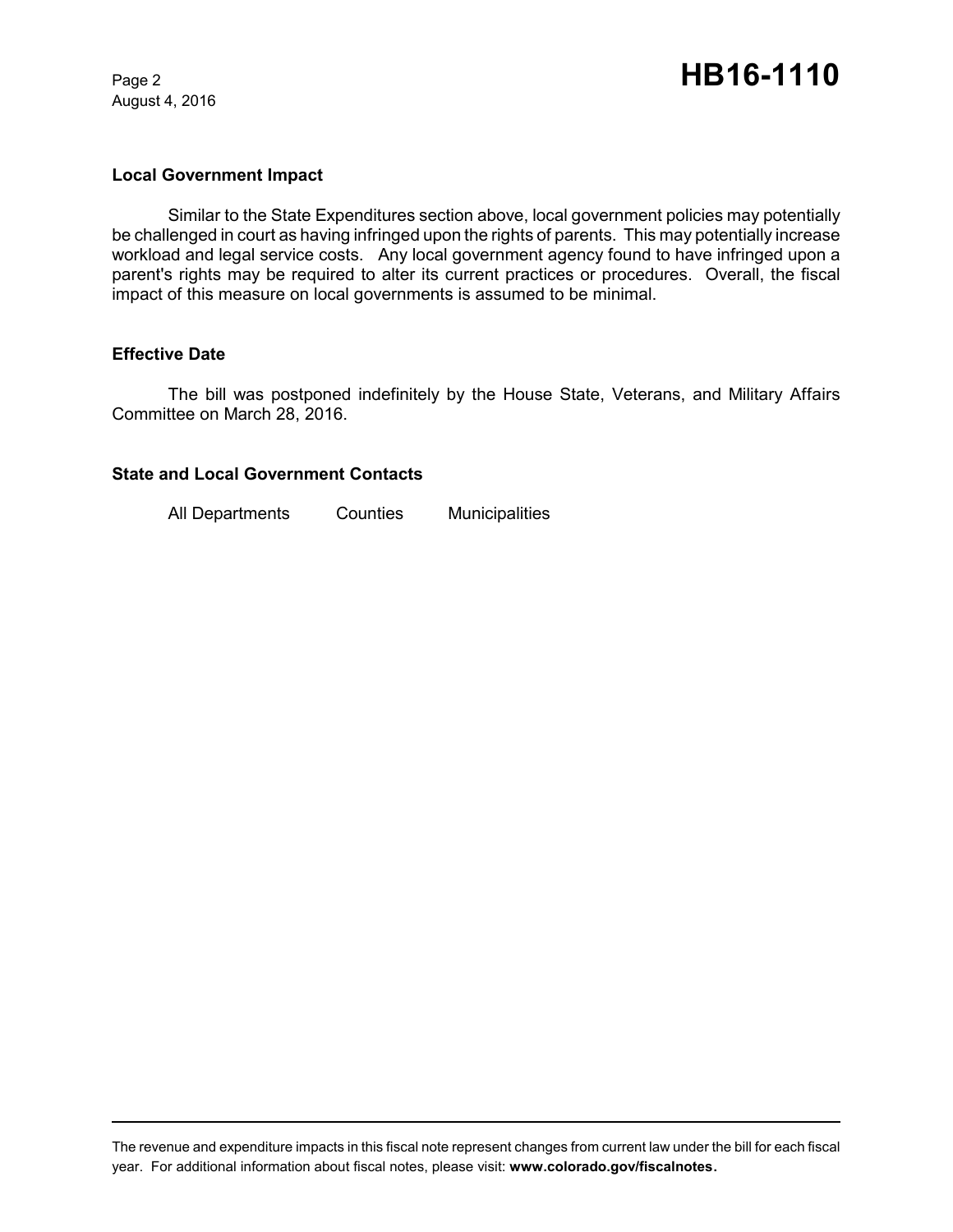## Local Government Impact

Similar to the State Expenditures section above, local government policies may potentially be challenged in court as having infringed upon the rights of parents. This may potentially increase workload and legal service costs. Any local government agency found to have infringed upon a parent's rights may be required to alter its current practices or procedures. Overall, the fiscal impact of this measure on local governments is assumed to be minimal.

## Effective Date

The bill was postponed indefinitely by the House State, Veterans, and Military Affairs Committee on March 28, 2016.

## State and Local Government Contacts

All Departments Counties Municipalities

The revenue and expenditure impacts in this fiscal note represent changes from current law under the bill for each fiscal year. For additional information about fiscal notes, please visit: **www.colorado.gov/fiscalnotes.**